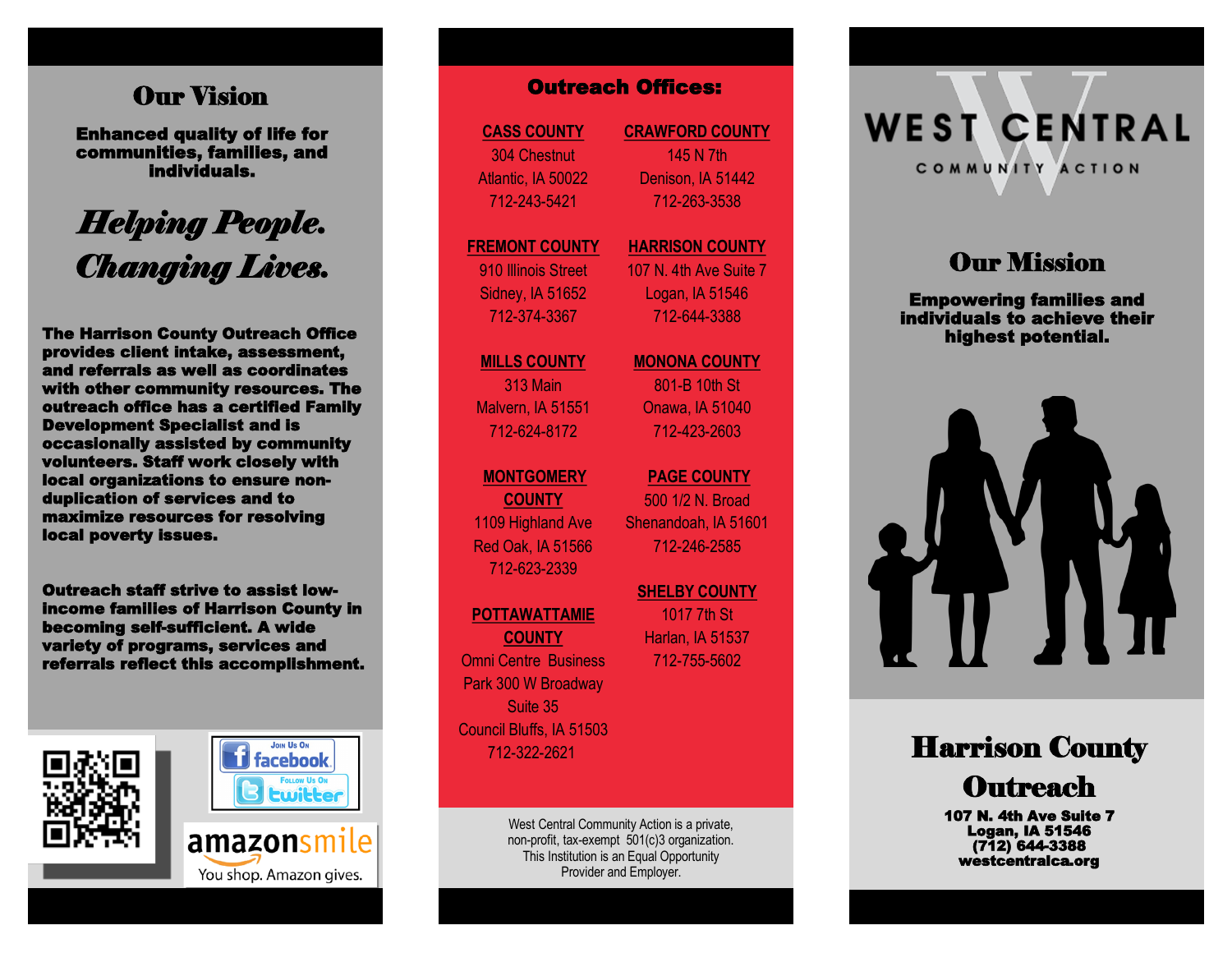## Our Vision

**Enhanced quality of life for communities, families, and individuals.**

***Helping People. Changing Lives.***

**The Harrison County Outreach Office provides client intake, assessment, and referrals as well as coordinates with other community resources. The outreach office has a certified Family Development Specialist and is occasionally assisted by community volunteers. Staff work closely with local organizations to ensure non-duplication of services and to maximize resources for resolving local poverty issues.**

**Outreach staff strive to assist low-income families of Harrison County in becoming self-sufficient. A wide variety of programs, services and referrals reflect this accomplishment.**

Join Us On facebook

Follow Us On twitter

amazonsmile
You shop. Amazon gives.

## Outreach Offices:

**CASS COUNTY**
304 Chestnut
Atlantic, IA 50022
712-243-5421

**CRAWFORD COUNTY**
145 N 7th
Denison, IA 51442
712-263-3538

**FREMONT COUNTY**
910 Illinois Street
Sidney, IA 51652
712-374-3367

**HARRISON COUNTY**
107 N. 4th Ave Suite 7
Logan, IA 51546
712-644-3388

**MILLS COUNTY**
313 Main
Malvern, IA 51551
712-624-8172

**MONONA COUNTY**
801-B 10th St
Onawa, IA 51040
712-423-2603

**MONTGOMERY COUNTY**
1109 Highland Ave
Red Oak, IA 51566
712-623-2339

**PAGE COUNTY**
500 1/2 N. Broad
Shenandoah, IA 51601
712-246-2585

**SHELBY COUNTY**
1017 7th St
Harlan, IA 51537
712-755-5602

**POTTAWATTAMIE COUNTY**
Omni Centre Business Park 300 W Broadway
Suite 35
Council Bluffs, IA 51503
712-322-2621

West Central Community Action is a private, non-profit, tax-exempt 501(c)3 organization. This Institution is an Equal Opportunity Provider and Employer.

# WEST CENTRAL
COMMUNITY ACTION

## Our Mission

**Empowering families and individuals to achieve their highest potential.**

# Harrison County Outreach

**107 N. 4th Ave Suite 7**
**Logan, IA 51546**
**(712) 644-3388**
**westcentralca.org**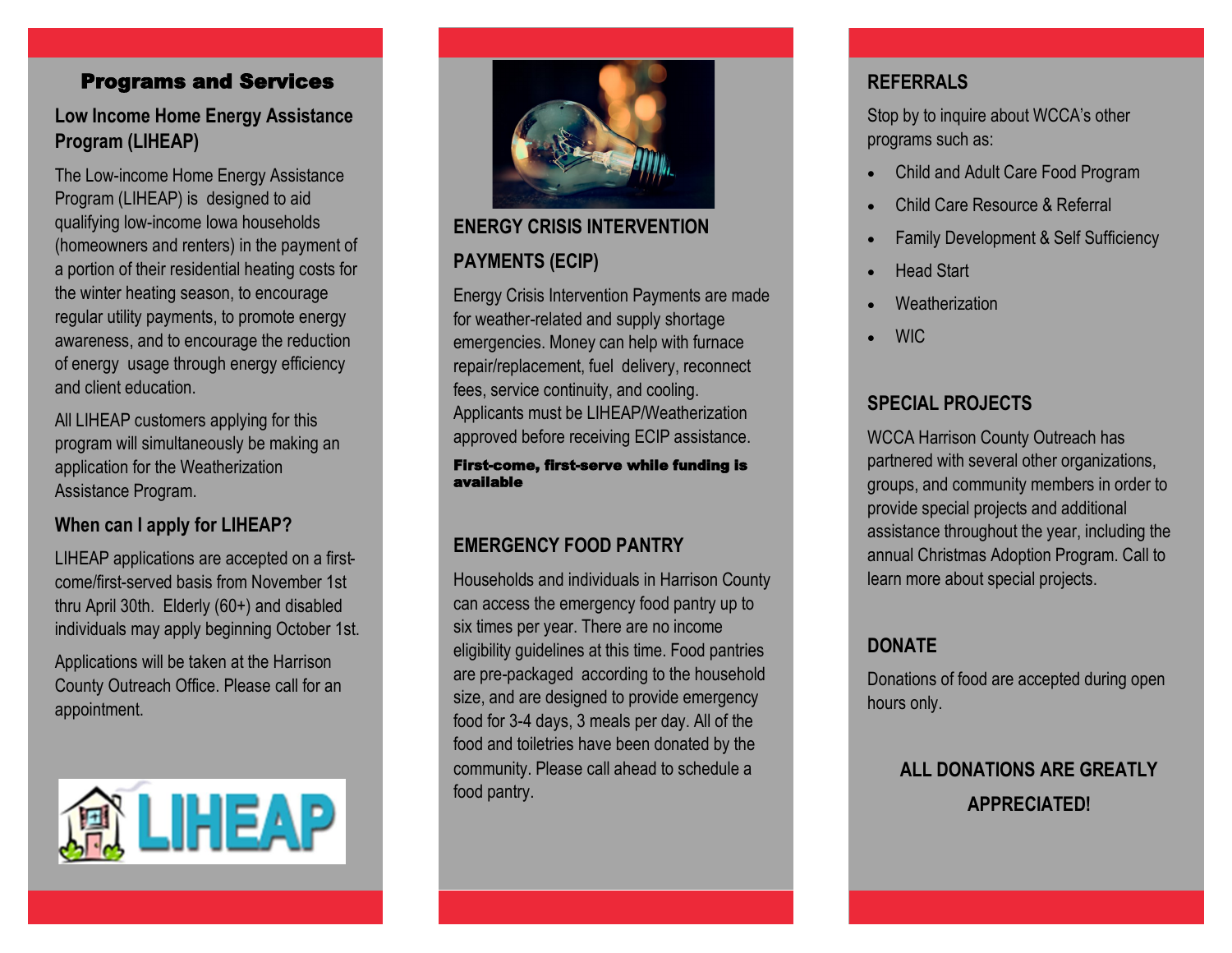## Programs and Services

### Low Income Home Energy Assistance Program (LIHEAP)

The Low-income Home Energy Assistance Program (LIHEAP) is designed to aid qualifying low-income Iowa households (homeowners and renters) in the payment of a portion of their residential heating costs for the winter heating season, to encourage regular utility payments, to promote energy awareness, and to encourage the reduction of energy usage through energy efficiency and client education.

All LIHEAP customers applying for this program will simultaneously be making an application for the Weatherization Assistance Program.

### When can I apply for LIHEAP?

LIHEAP applications are accepted on a first-come/first-served basis from November 1st thru April 30th. Elderly (60+) and disabled individuals may apply beginning October 1st.

Applications will be taken at the Harrison County Outreach Office. Please call for an appointment.

LIHEAP

### ENERGY CRISIS INTERVENTION PAYMENTS (ECIP)

Energy Crisis Intervention Payments are made for weather-related and supply shortage emergencies. Money can help with furnace repair/replacement, fuel delivery, reconnect fees, service continuity, and cooling. Applicants must be LIHEAP/Weatherization approved before receiving ECIP assistance.

**First-come, first-serve while funding is available**

### EMERGENCY FOOD PANTRY

Households and individuals in Harrison County can access the emergency food pantry up to six times per year. There are no income eligibility guidelines at this time. Food pantries are pre-packaged according to the household size, and are designed to provide emergency food for 3-4 days, 3 meals per day. All of the food and toiletries have been donated by the community. Please call ahead to schedule a food pantry.

### REFERRALS

Stop by to inquire about WCCA's other programs such as:

- Child and Adult Care Food Program
- Child Care Resource & Referral
- Family Development & Self Sufficiency
- Head Start
- Weatherization
- WIC

### SPECIAL PROJECTS

WCCA Harrison County Outreach has partnered with several other organizations, groups, and community members in order to provide special projects and additional assistance throughout the year, including the annual Christmas Adoption Program. Call to learn more about special projects.

### DONATE

Donations of food are accepted during open hours only.

**ALL DONATIONS ARE GREATLY APPRECIATED!**